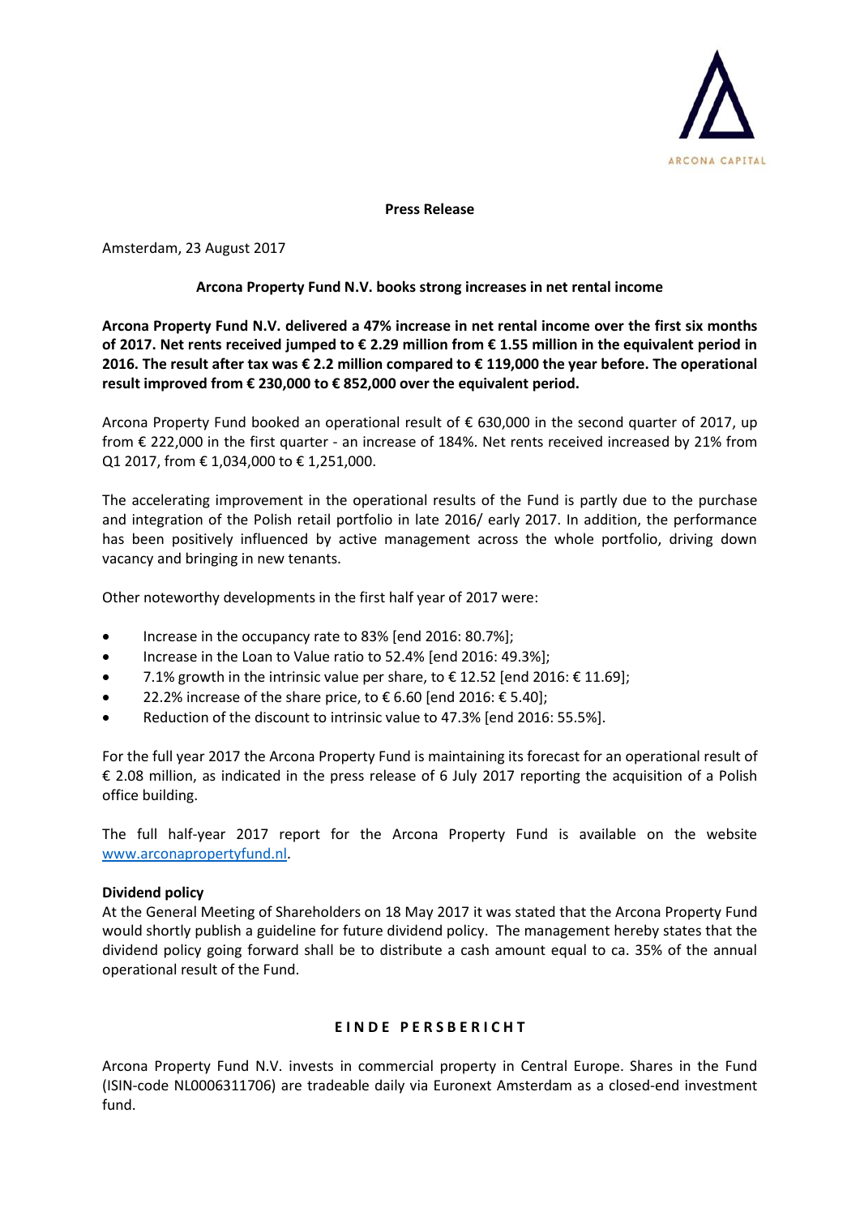ARCONA CAPITAL

**Press Release**

Amsterdam, 23 August 2017

**Arcona Property Fund N.V. books strong increases in net rental income**

**Arcona Property Fund N.V. delivered a 47% increase in net rental income over the first six months of 2017. Net rents received jumped to € 2.29 million from € 1.55 million in the equivalent period in 2016. The result after tax was € 2.2 million compared to € 119,000 the year before. The operational result improved from € 230,000 to € 852,000 over the equivalent period.**

Arcona Property Fund booked an operational result of € 630,000 in the second quarter of 2017, up from € 222,000 in the first quarter - an increase of 184%. Net rents received increased by 21% from Q1 2017, from € 1,034,000 to € 1,251,000.

The accelerating improvement in the operational results of the Fund is partly due to the purchase and integration of the Polish retail portfolio in late 2016/ early 2017. In addition, the performance has been positively influenced by active management across the whole portfolio, driving down vacancy and bringing in new tenants.

Other noteworthy developments in the first half year of 2017 were:

- Increase in the occupancy rate to 83% [end 2016: 80.7%];
- Increase in the Loan to Value ratio to 52.4% [end 2016: 49.3%];
- 7.1% growth in the intrinsic value per share, to € 12.52 [end 2016: € 11.69];
- 22.2% increase of the share price, to € 6.60 [end 2016: € 5.40];
- Reduction of the discount to intrinsic value to 47.3% [end 2016: 55.5%].

For the full year 2017 the Arcona Property Fund is maintaining its forecast for an operational result of € 2.08 million, as indicated in the press release of 6 July 2017 reporting the acquisition of a Polish office building.

The full half-year 2017 report for the Arcona Property Fund is available on the website www.arconapropertyfund.nl.

**Dividend policy**

At the General Meeting of Shareholders on 18 May 2017 it was stated that the Arcona Property Fund would shortly publish a guideline for future dividend policy. The management hereby states that the dividend policy going forward shall be to distribute a cash amount equal to ca. 35% of the annual operational result of the Fund.

**EINDE PERSBERICHT**

Arcona Property Fund N.V. invests in commercial property in Central Europe. Shares in the Fund (ISIN-code NL0006311706) are tradeable daily via Euronext Amsterdam as a closed-end investment fund.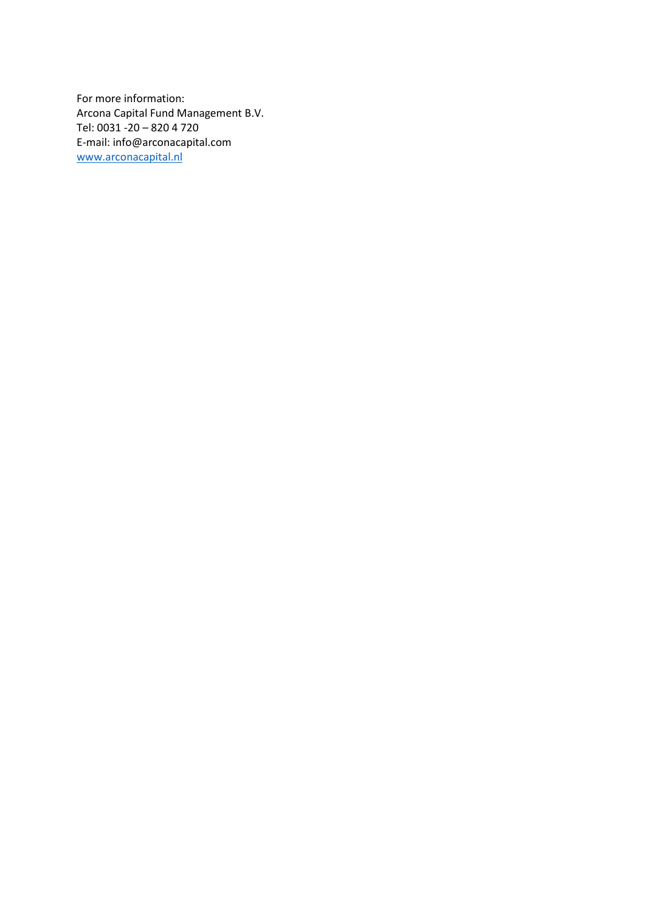For more information:
Arcona Capital Fund Management B.V.
Tel: 0031 -20 – 820 4 720
E-mail: info@arconacapital.com
www.arconacapital.nl